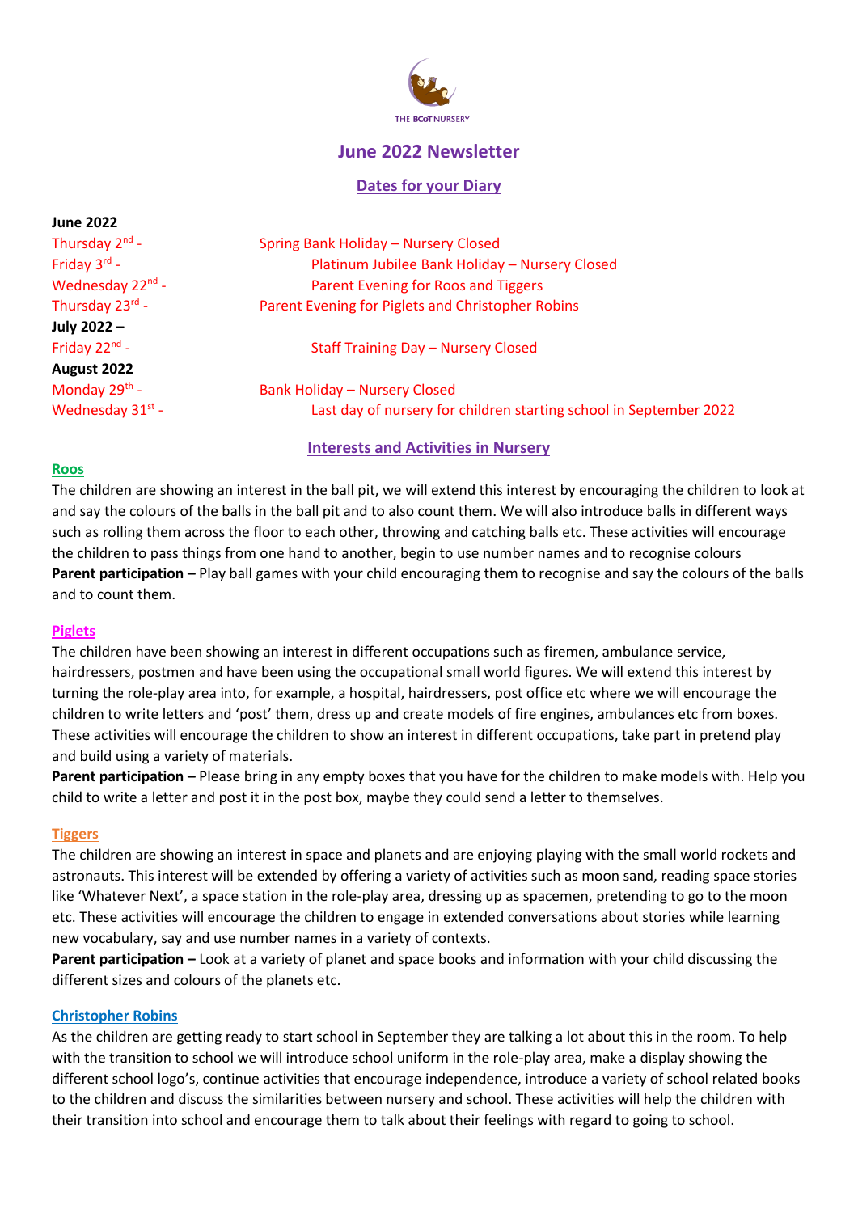THE BCoT NURSERY

# June 2022 Newsletter

## Dates for your Diary

**June 2022**

| | |
|---|---|
| Thursday 2nd - | Spring Bank Holiday – Nursery Closed |
| Friday 3rd - | Platinum Jubilee Bank Holiday – Nursery Closed |
| Wednesday 22nd - | Parent Evening for Roos and Tiggers |
| Thursday 23rd - | Parent Evening for Piglets and Christopher Robins |

**July 2022 –**

| | |
|---|---|
| Friday 22nd - | Staff Training Day – Nursery Closed |

**August 2022**

| | |
|---|---|
| Monday 29th - | Bank Holiday – Nursery Closed |
| Wednesday 31st - | Last day of nursery for children starting school in September 2022 |

## Interests and Activities in Nursery

### Roos

The children are showing an interest in the ball pit, we will extend this interest by encouraging the children to look at and say the colours of the balls in the ball pit and to also count them. We will also introduce balls in different ways such as rolling them across the floor to each other, throwing and catching balls etc. These activities will encourage the children to pass things from one hand to another, begin to use number names and to recognise colours

**Parent participation –** Play ball games with your child encouraging them to recognise and say the colours of the balls and to count them.

### Piglets

The children have been showing an interest in different occupations such as firemen, ambulance service, hairdressers, postmen and have been using the occupational small world figures. We will extend this interest by turning the role-play area into, for example, a hospital, hairdressers, post office etc where we will encourage the children to write letters and 'post' them, dress up and create models of fire engines, ambulances etc from boxes. These activities will encourage the children to show an interest in different occupations, take part in pretend play and build using a variety of materials.

**Parent participation –** Please bring in any empty boxes that you have for the children to make models with. Help you child to write a letter and post it in the post box, maybe they could send a letter to themselves.

### Tiggers

The children are showing an interest in space and planets and are enjoying playing with the small world rockets and astronauts. This interest will be extended by offering a variety of activities such as moon sand, reading space stories like 'Whatever Next', a space station in the role-play area, dressing up as spacemen, pretending to go to the moon etc. These activities will encourage the children to engage in extended conversations about stories while learning new vocabulary, say and use number names in a variety of contexts.

**Parent participation –** Look at a variety of planet and space books and information with your child discussing the different sizes and colours of the planets etc.

### Christopher Robins

As the children are getting ready to start school in September they are talking a lot about this in the room. To help with the transition to school we will introduce school uniform in the role-play area, make a display showing the different school logo's, continue activities that encourage independence, introduce a variety of school related books to the children and discuss the similarities between nursery and school. These activities will help the children with their transition into school and encourage them to talk about their feelings with regard to going to school.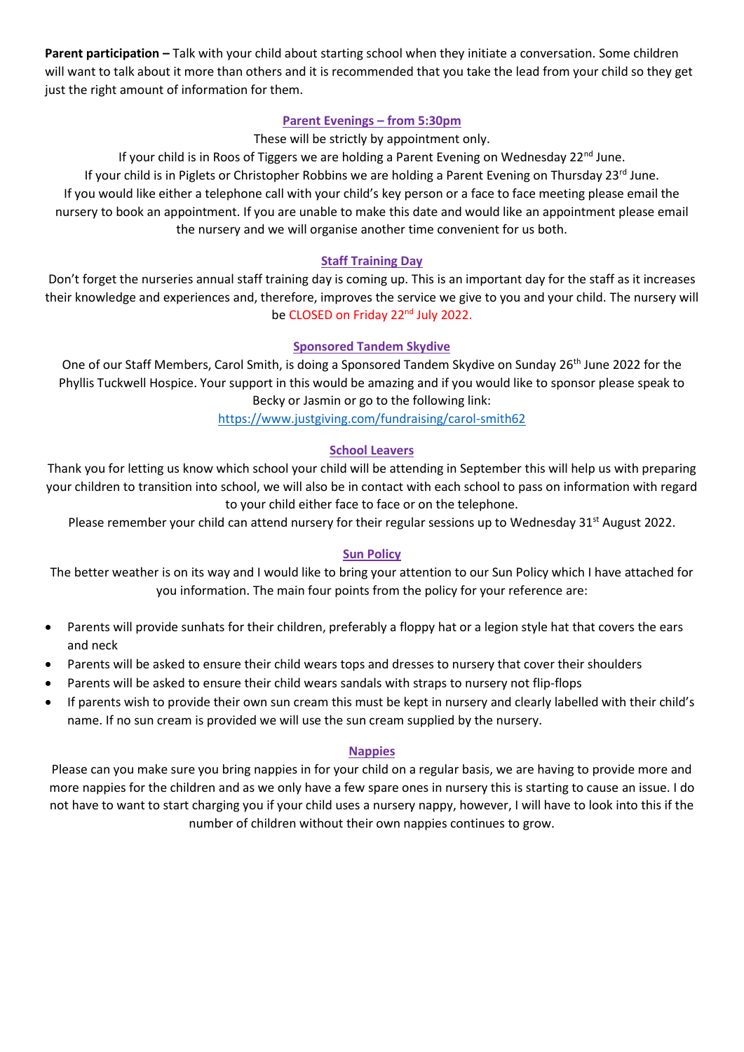**Parent participation –** Talk with your child about starting school when they initiate a conversation. Some children will want to talk about it more than others and it is recommended that you take the lead from your child so they get just the right amount of information for them.

## Parent Evenings – from 5:30pm

These will be strictly by appointment only.

If your child is in Roos of Tiggers we are holding a Parent Evening on Wednesday 22nd June.

If your child is in Piglets or Christopher Robbins we are holding a Parent Evening on Thursday 23rd June.

If you would like either a telephone call with your child's key person or a face to face meeting please email the nursery to book an appointment. If you are unable to make this date and would like an appointment please email the nursery and we will organise another time convenient for us both.

## Staff Training Day

Don't forget the nurseries annual staff training day is coming up. This is an important day for the staff as it increases their knowledge and experiences and, therefore, improves the service we give to you and your child. The nursery will be CLOSED on Friday 22nd July 2022.

## Sponsored Tandem Skydive

One of our Staff Members, Carol Smith, is doing a Sponsored Tandem Skydive on Sunday 26th June 2022 for the Phyllis Tuckwell Hospice. Your support in this would be amazing and if you would like to sponsor please speak to Becky or Jasmin or go to the following link:

https://www.justgiving.com/fundraising/carol-smith62

## School Leavers

Thank you for letting us know which school your child will be attending in September this will help us with preparing your children to transition into school, we will also be in contact with each school to pass on information with regard to your child either face to face or on the telephone.

Please remember your child can attend nursery for their regular sessions up to Wednesday 31st August 2022.

## Sun Policy

The better weather is on its way and I would like to bring your attention to our Sun Policy which I have attached for you information. The main four points from the policy for your reference are:

- Parents will provide sunhats for their children, preferably a floppy hat or a legion style hat that covers the ears and neck
- Parents will be asked to ensure their child wears tops and dresses to nursery that cover their shoulders
- Parents will be asked to ensure their child wears sandals with straps to nursery not flip-flops
- If parents wish to provide their own sun cream this must be kept in nursery and clearly labelled with their child's name. If no sun cream is provided we will use the sun cream supplied by the nursery.

## Nappies

Please can you make sure you bring nappies in for your child on a regular basis, we are having to provide more and more nappies for the children and as we only have a few spare ones in nursery this is starting to cause an issue. I do not have to want to start charging you if your child uses a nursery nappy, however, I will have to look into this if the number of children without their own nappies continues to grow.